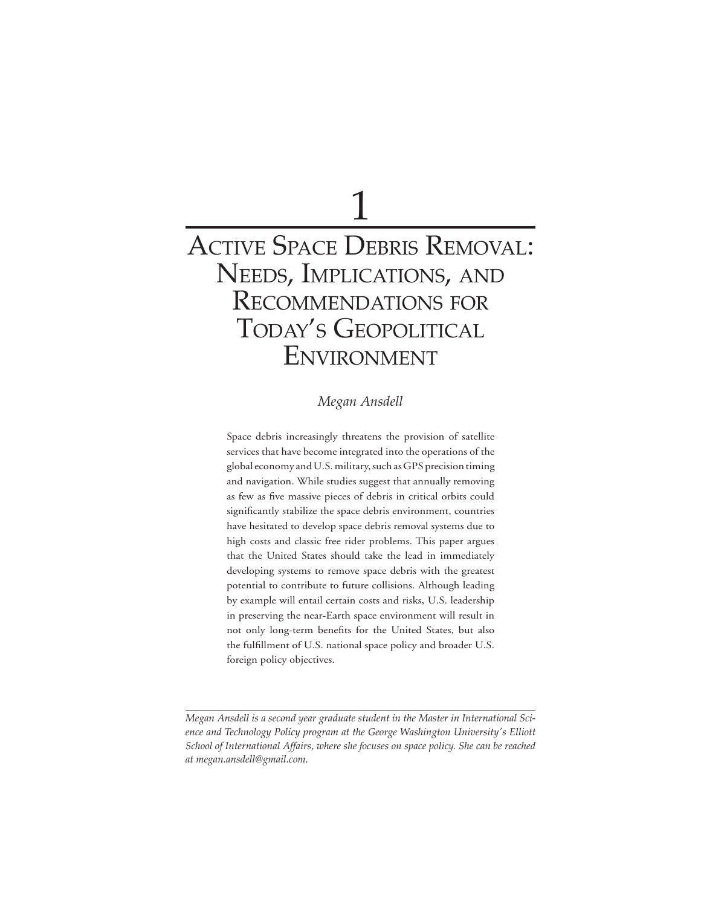# 1

# Active Space Debris Removal: Needs, Implications, and Recommendations for Today's Geopolitical Environment

*Megan Ansdell*

Space debris increasingly threatens the provision of satellite services that have become integrated into the operations of the global economy and U.S. military, such as GPS precision timing and navigation. While studies suggest that annually removing as few as five massive pieces of debris in critical orbits could significantly stabilize the space debris environment, countries have hesitated to develop space debris removal systems due to high costs and classic free rider problems. This paper argues that the United States should take the lead in immediately developing systems to remove space debris with the greatest potential to contribute to future collisions. Although leading by example will entail certain costs and risks, U.S. leadership in preserving the near-Earth space environment will result in not only long-term benefits for the United States, but also the fulfillment of U.S. national space policy and broader U.S. foreign policy objectives.

---

*Megan Ansdell is a second year graduate student in the Master in International Science and Technology Policy program at the George Washington University's Elliott School of International Affairs, where she focuses on space policy. She can be reached at megan.ansdell@gmail.com.*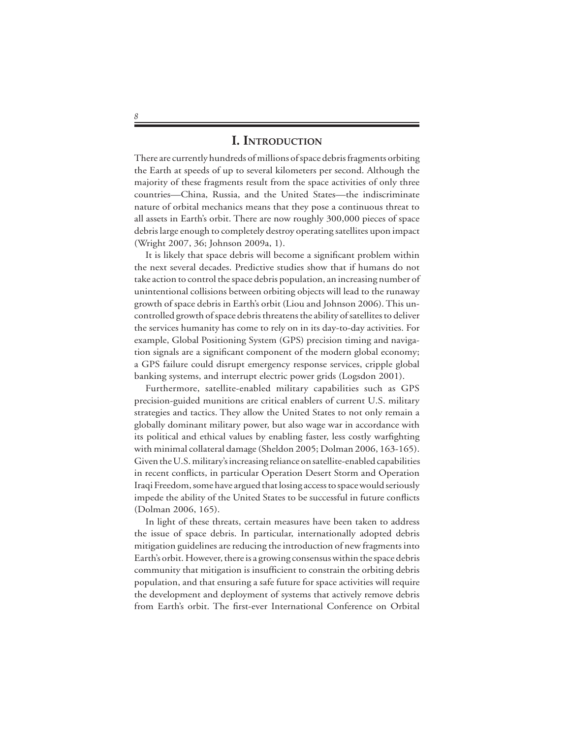# I. Introduction

There are currently hundreds of millions of space debris fragments orbiting the Earth at speeds of up to several kilometers per second. Although the majority of these fragments result from the space activities of only three countries—China, Russia, and the United States—the indiscriminate nature of orbital mechanics means that they pose a continuous threat to all assets in Earth's orbit. There are now roughly 300,000 pieces of space debris large enough to completely destroy operating satellites upon impact (Wright 2007, 36; Johnson 2009a, 1).

It is likely that space debris will become a significant problem within the next several decades. Predictive studies show that if humans do not take action to control the space debris population, an increasing number of unintentional collisions between orbiting objects will lead to the runaway growth of space debris in Earth's orbit (Liou and Johnson 2006). This uncontrolled growth of space debris threatens the ability of satellites to deliver the services humanity has come to rely on in its day-to-day activities. For example, Global Positioning System (GPS) precision timing and navigation signals are a significant component of the modern global economy; a GPS failure could disrupt emergency response services, cripple global banking systems, and interrupt electric power grids (Logsdon 2001).

Furthermore, satellite-enabled military capabilities such as GPS precision-guided munitions are critical enablers of current U.S. military strategies and tactics. They allow the United States to not only remain a globally dominant military power, but also wage war in accordance with its political and ethical values by enabling faster, less costly warfighting with minimal collateral damage (Sheldon 2005; Dolman 2006, 163-165). Given the U.S. military's increasing reliance on satellite-enabled capabilities in recent conflicts, in particular Operation Desert Storm and Operation Iraqi Freedom, some have argued that losing access to space would seriously impede the ability of the United States to be successful in future conflicts (Dolman 2006, 165).

In light of these threats, certain measures have been taken to address the issue of space debris. In particular, internationally adopted debris mitigation guidelines are reducing the introduction of new fragments into Earth's orbit. However, there is a growing consensus within the space debris community that mitigation is insufficient to constrain the orbiting debris population, and that ensuring a safe future for space activities will require the development and deployment of systems that actively remove debris from Earth's orbit. The first-ever International Conference on Orbital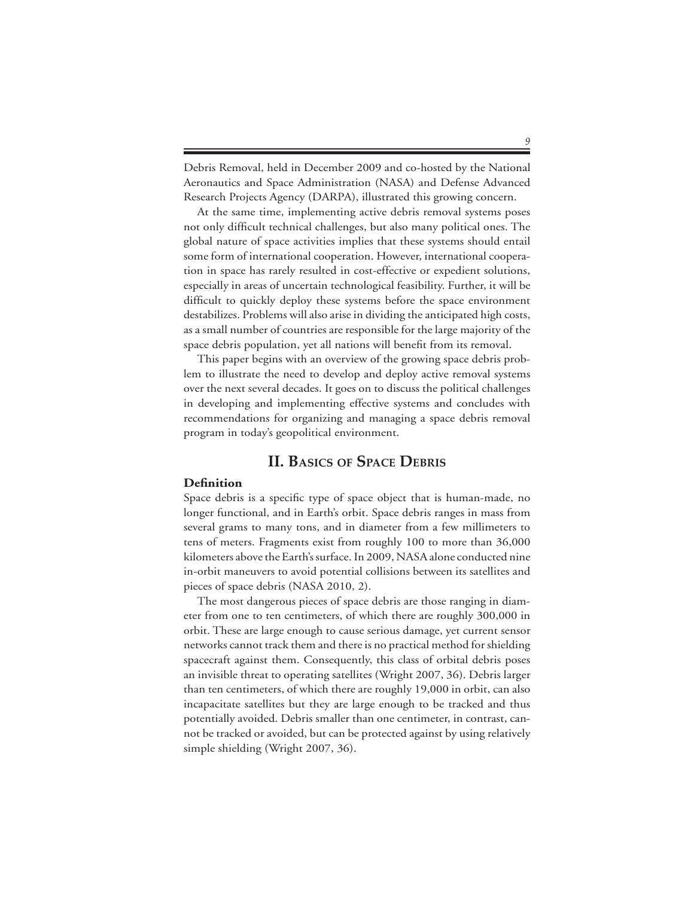Debris Removal, held in December 2009 and co-hosted by the National Aeronautics and Space Administration (NASA) and Defense Advanced Research Projects Agency (DARPA), illustrated this growing concern.

At the same time, implementing active debris removal systems poses not only difficult technical challenges, but also many political ones. The global nature of space activities implies that these systems should entail some form of international cooperation. However, international cooperation in space has rarely resulted in cost-effective or expedient solutions, especially in areas of uncertain technological feasibility. Further, it will be difficult to quickly deploy these systems before the space environment destabilizes. Problems will also arise in dividing the anticipated high costs, as a small number of countries are responsible for the large majority of the space debris population, yet all nations will benefit from its removal.

This paper begins with an overview of the growing space debris problem to illustrate the need to develop and deploy active removal systems over the next several decades. It goes on to discuss the political challenges in developing and implementing effective systems and concludes with recommendations for organizing and managing a space debris removal program in today's geopolitical environment.

## II. Basics of Space Debris

### Definition

Space debris is a specific type of space object that is human-made, no longer functional, and in Earth's orbit. Space debris ranges in mass from several grams to many tons, and in diameter from a few millimeters to tens of meters. Fragments exist from roughly 100 to more than 36,000 kilometers above the Earth's surface. In 2009, NASA alone conducted nine in-orbit maneuvers to avoid potential collisions between its satellites and pieces of space debris (NASA 2010, 2).

The most dangerous pieces of space debris are those ranging in diameter from one to ten centimeters, of which there are roughly 300,000 in orbit. These are large enough to cause serious damage, yet current sensor networks cannot track them and there is no practical method for shielding spacecraft against them. Consequently, this class of orbital debris poses an invisible threat to operating satellites (Wright 2007, 36). Debris larger than ten centimeters, of which there are roughly 19,000 in orbit, can also incapacitate satellites but they are large enough to be tracked and thus potentially avoided. Debris smaller than one centimeter, in contrast, cannot be tracked or avoided, but can be protected against by using relatively simple shielding (Wright 2007, 36).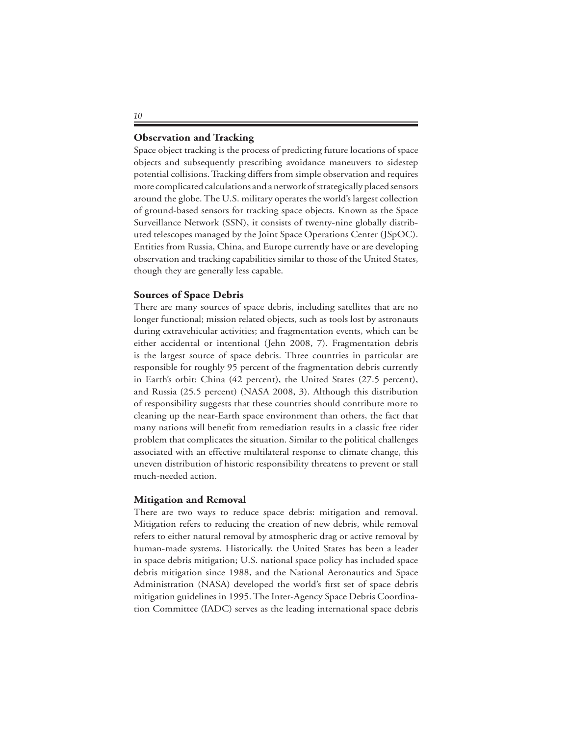### Observation and Tracking

Space object tracking is the process of predicting future locations of space objects and subsequently prescribing avoidance maneuvers to sidestep potential collisions. Tracking differs from simple observation and requires more complicated calculations and a network of strategically placed sensors around the globe. The U.S. military operates the world's largest collection of ground-based sensors for tracking space objects. Known as the Space Surveillance Network (SSN), it consists of twenty-nine globally distributed telescopes managed by the Joint Space Operations Center (JSpOC). Entities from Russia, China, and Europe currently have or are developing observation and tracking capabilities similar to those of the United States, though they are generally less capable.

### Sources of Space Debris

There are many sources of space debris, including satellites that are no longer functional; mission related objects, such as tools lost by astronauts during extravehicular activities; and fragmentation events, which can be either accidental or intentional (Jehn 2008, 7). Fragmentation debris is the largest source of space debris. Three countries in particular are responsible for roughly 95 percent of the fragmentation debris currently in Earth's orbit: China (42 percent), the United States (27.5 percent), and Russia (25.5 percent) (NASA 2008, 3). Although this distribution of responsibility suggests that these countries should contribute more to cleaning up the near-Earth space environment than others, the fact that many nations will benefit from remediation results in a classic free rider problem that complicates the situation. Similar to the political challenges associated with an effective multilateral response to climate change, this uneven distribution of historic responsibility threatens to prevent or stall much-needed action.

### Mitigation and Removal

There are two ways to reduce space debris: mitigation and removal. Mitigation refers to reducing the creation of new debris, while removal refers to either natural removal by atmospheric drag or active removal by human-made systems. Historically, the United States has been a leader in space debris mitigation; U.S. national space policy has included space debris mitigation since 1988, and the National Aeronautics and Space Administration (NASA) developed the world's first set of space debris mitigation guidelines in 1995. The Inter-Agency Space Debris Coordination Committee (IADC) serves as the leading international space debris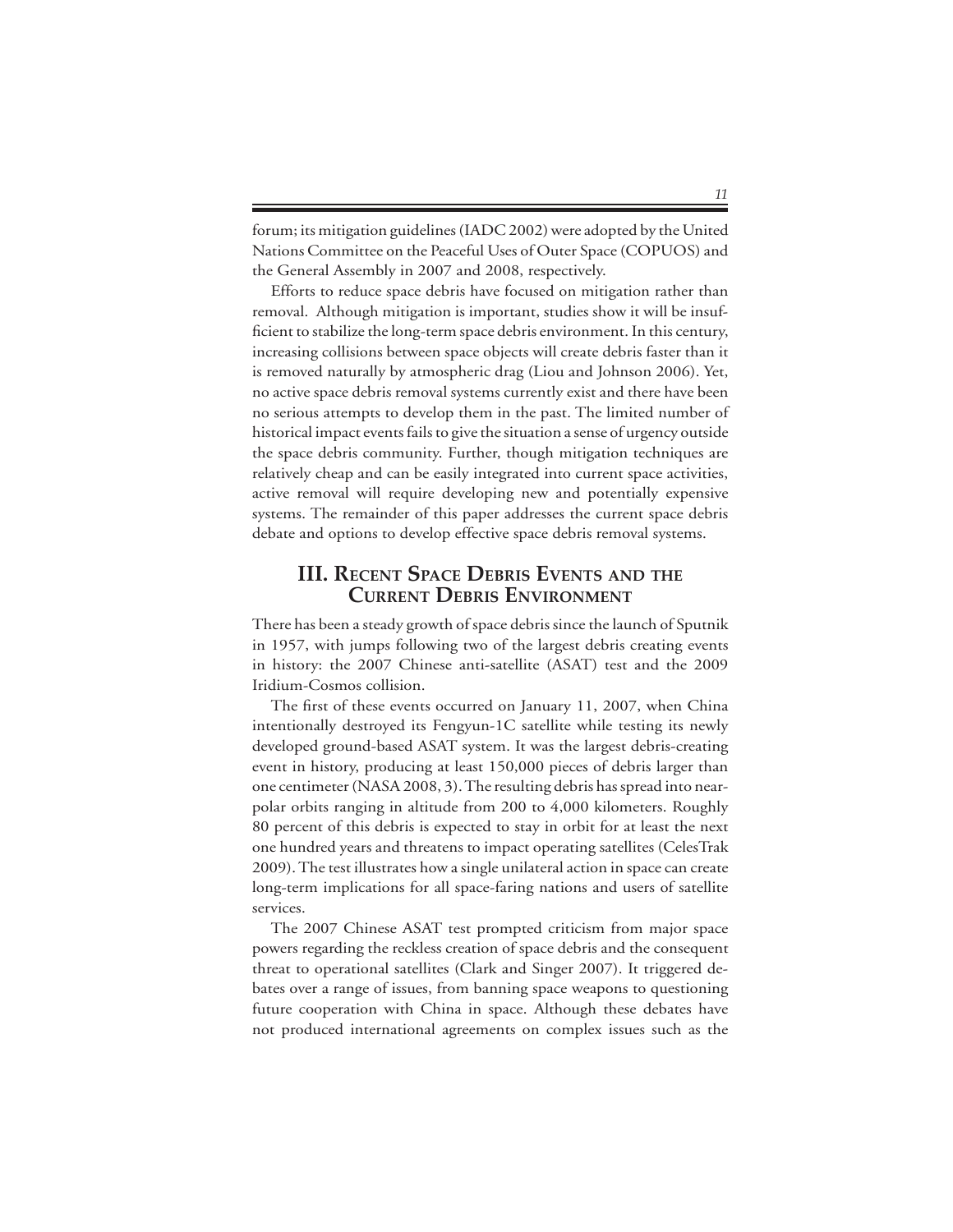forum; its mitigation guidelines (IADC 2002) were adopted by the United Nations Committee on the Peaceful Uses of Outer Space (COPUOS) and the General Assembly in 2007 and 2008, respectively.

Efforts to reduce space debris have focused on mitigation rather than removal. Although mitigation is important, studies show it will be insufficient to stabilize the long-term space debris environment. In this century, increasing collisions between space objects will create debris faster than it is removed naturally by atmospheric drag (Liou and Johnson 2006). Yet, no active space debris removal systems currently exist and there have been no serious attempts to develop them in the past. The limited number of historical impact events fails to give the situation a sense of urgency outside the space debris community. Further, though mitigation techniques are relatively cheap and can be easily integrated into current space activities, active removal will require developing new and potentially expensive systems. The remainder of this paper addresses the current space debris debate and options to develop effective space debris removal systems.

## III. Recent Space Debris Events and the Current Debris Environment

There has been a steady growth of space debris since the launch of Sputnik in 1957, with jumps following two of the largest debris creating events in history: the 2007 Chinese anti-satellite (ASAT) test and the 2009 Iridium-Cosmos collision.

The first of these events occurred on January 11, 2007, when China intentionally destroyed its Fengyun-1C satellite while testing its newly developed ground-based ASAT system. It was the largest debris-creating event in history, producing at least 150,000 pieces of debris larger than one centimeter (NASA 2008, 3). The resulting debris has spread into near-polar orbits ranging in altitude from 200 to 4,000 kilometers. Roughly 80 percent of this debris is expected to stay in orbit for at least the next one hundred years and threatens to impact operating satellites (CelesTrak 2009). The test illustrates how a single unilateral action in space can create long-term implications for all space-faring nations and users of satellite services.

The 2007 Chinese ASAT test prompted criticism from major space powers regarding the reckless creation of space debris and the consequent threat to operational satellites (Clark and Singer 2007). It triggered debates over a range of issues, from banning space weapons to questioning future cooperation with China in space. Although these debates have not produced international agreements on complex issues such as the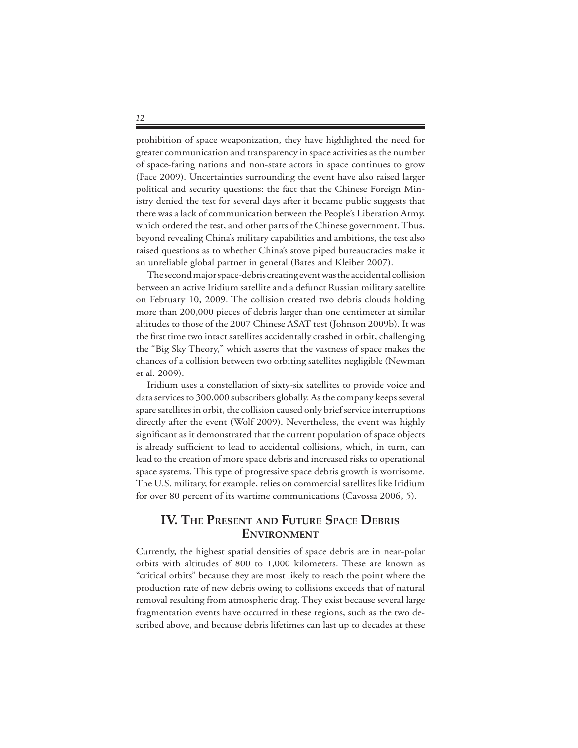prohibition of space weaponization, they have highlighted the need for greater communication and transparency in space activities as the number of space-faring nations and non-state actors in space continues to grow (Pace 2009). Uncertainties surrounding the event have also raised larger political and security questions: the fact that the Chinese Foreign Ministry denied the test for several days after it became public suggests that there was a lack of communication between the People's Liberation Army, which ordered the test, and other parts of the Chinese government. Thus, beyond revealing China's military capabilities and ambitions, the test also raised questions as to whether China's stove piped bureaucracies make it an unreliable global partner in general (Bates and Kleiber 2007).

The second major space-debris creating event was the accidental collision between an active Iridium satellite and a defunct Russian military satellite on February 10, 2009. The collision created two debris clouds holding more than 200,000 pieces of debris larger than one centimeter at similar altitudes to those of the 2007 Chinese ASAT test (Johnson 2009b). It was the first time two intact satellites accidentally crashed in orbit, challenging the "Big Sky Theory," which asserts that the vastness of space makes the chances of a collision between two orbiting satellites negligible (Newman et al. 2009).

Iridium uses a constellation of sixty-six satellites to provide voice and data services to 300,000 subscribers globally. As the company keeps several spare satellites in orbit, the collision caused only brief service interruptions directly after the event (Wolf 2009). Nevertheless, the event was highly significant as it demonstrated that the current population of space objects is already sufficient to lead to accidental collisions, which, in turn, can lead to the creation of more space debris and increased risks to operational space systems. This type of progressive space debris growth is worrisome. The U.S. military, for example, relies on commercial satellites like Iridium for over 80 percent of its wartime communications (Cavossa 2006, 5).

## IV. The Present and Future Space Debris Environment

Currently, the highest spatial densities of space debris are in near-polar orbits with altitudes of 800 to 1,000 kilometers. These are known as "critical orbits" because they are most likely to reach the point where the production rate of new debris owing to collisions exceeds that of natural removal resulting from atmospheric drag. They exist because several large fragmentation events have occurred in these regions, such as the two described above, and because debris lifetimes can last up to decades at these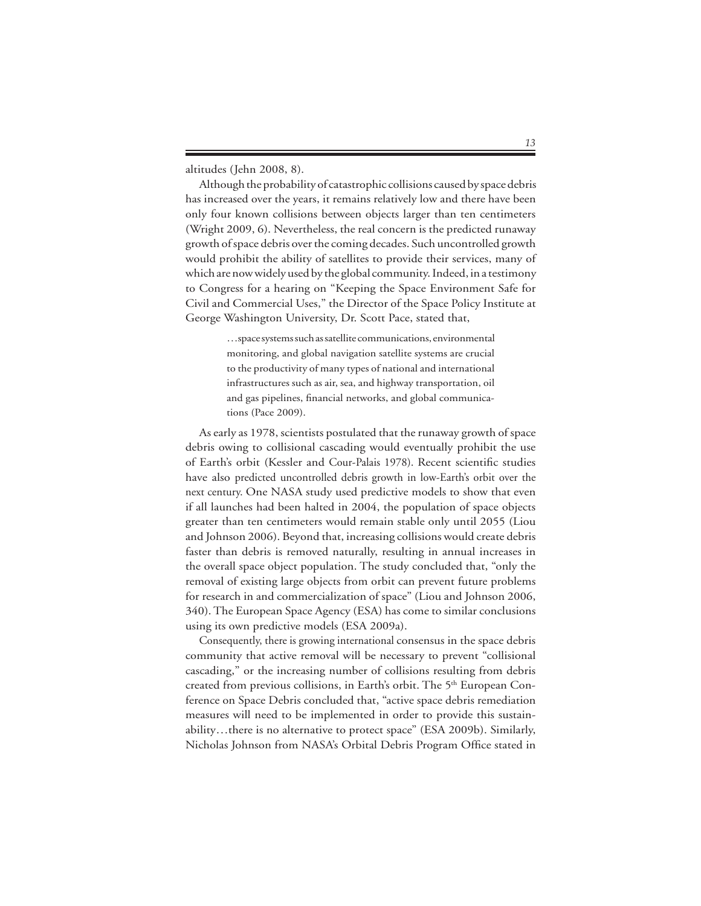altitudes (Jehn 2008, 8).

Although the probability of catastrophic collisions caused by space debris has increased over the years, it remains relatively low and there have been only four known collisions between objects larger than ten centimeters (Wright 2009, 6). Nevertheless, the real concern is the predicted runaway growth of space debris over the coming decades. Such uncontrolled growth would prohibit the ability of satellites to provide their services, many of which are now widely used by the global community. Indeed, in a testimony to Congress for a hearing on "Keeping the Space Environment Safe for Civil and Commercial Uses," the Director of the Space Policy Institute at George Washington University, Dr. Scott Pace, stated that,

> …space systems such as satellite communications, environmental monitoring, and global navigation satellite systems are crucial to the productivity of many types of national and international infrastructures such as air, sea, and highway transportation, oil and gas pipelines, financial networks, and global communications (Pace 2009).

As early as 1978, scientists postulated that the runaway growth of space debris owing to collisional cascading would eventually prohibit the use of Earth's orbit (Kessler and Cour-Palais 1978). Recent scientific studies have also predicted uncontrolled debris growth in low-Earth's orbit over the next century. One NASA study used predictive models to show that even if all launches had been halted in 2004, the population of space objects greater than ten centimeters would remain stable only until 2055 (Liou and Johnson 2006). Beyond that, increasing collisions would create debris faster than debris is removed naturally, resulting in annual increases in the overall space object population. The study concluded that, "only the removal of existing large objects from orbit can prevent future problems for research in and commercialization of space" (Liou and Johnson 2006, 340). The European Space Agency (ESA) has come to similar conclusions using its own predictive models (ESA 2009a).

Consequently, there is growing international consensus in the space debris community that active removal will be necessary to prevent "collisional cascading," or the increasing number of collisions resulting from debris created from previous collisions, in Earth's orbit. The 5th European Conference on Space Debris concluded that, "active space debris remediation measures will need to be implemented in order to provide this sustainability…there is no alternative to protect space" (ESA 2009b). Similarly, Nicholas Johnson from NASA's Orbital Debris Program Office stated in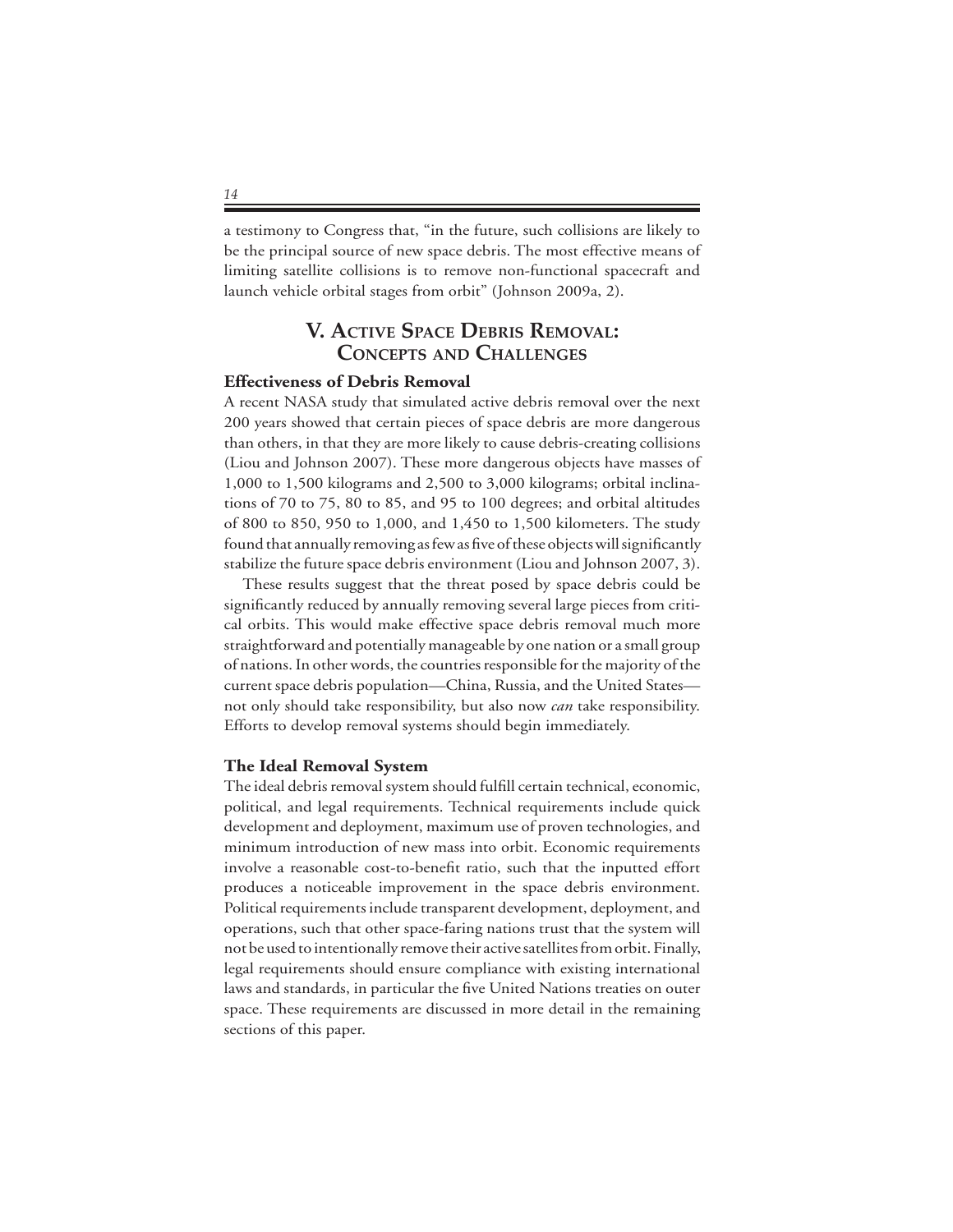a testimony to Congress that, "in the future, such collisions are likely to be the principal source of new space debris. The most effective means of limiting satellite collisions is to remove non-functional spacecraft and launch vehicle orbital stages from orbit" (Johnson 2009a, 2).

## V. Active Space Debris Removal: Concepts and Challenges

### Effectiveness of Debris Removal

A recent NASA study that simulated active debris removal over the next 200 years showed that certain pieces of space debris are more dangerous than others, in that they are more likely to cause debris-creating collisions (Liou and Johnson 2007). These more dangerous objects have masses of 1,000 to 1,500 kilograms and 2,500 to 3,000 kilograms; orbital inclinations of 70 to 75, 80 to 85, and 95 to 100 degrees; and orbital altitudes of 800 to 850, 950 to 1,000, and 1,450 to 1,500 kilometers. The study found that annually removing as few as five of these objects will significantly stabilize the future space debris environment (Liou and Johnson 2007, 3).

These results suggest that the threat posed by space debris could be significantly reduced by annually removing several large pieces from critical orbits. This would make effective space debris removal much more straightforward and potentially manageable by one nation or a small group of nations. In other words, the countries responsible for the majority of the current space debris population—China, Russia, and the United States—not only should take responsibility, but also now *can* take responsibility. Efforts to develop removal systems should begin immediately.

### The Ideal Removal System

The ideal debris removal system should fulfill certain technical, economic, political, and legal requirements. Technical requirements include quick development and deployment, maximum use of proven technologies, and minimum introduction of new mass into orbit. Economic requirements involve a reasonable cost-to-benefit ratio, such that the inputted effort produces a noticeable improvement in the space debris environment. Political requirements include transparent development, deployment, and operations, such that other space-faring nations trust that the system will not be used to intentionally remove their active satellites from orbit. Finally, legal requirements should ensure compliance with existing international laws and standards, in particular the five United Nations treaties on outer space. These requirements are discussed in more detail in the remaining sections of this paper.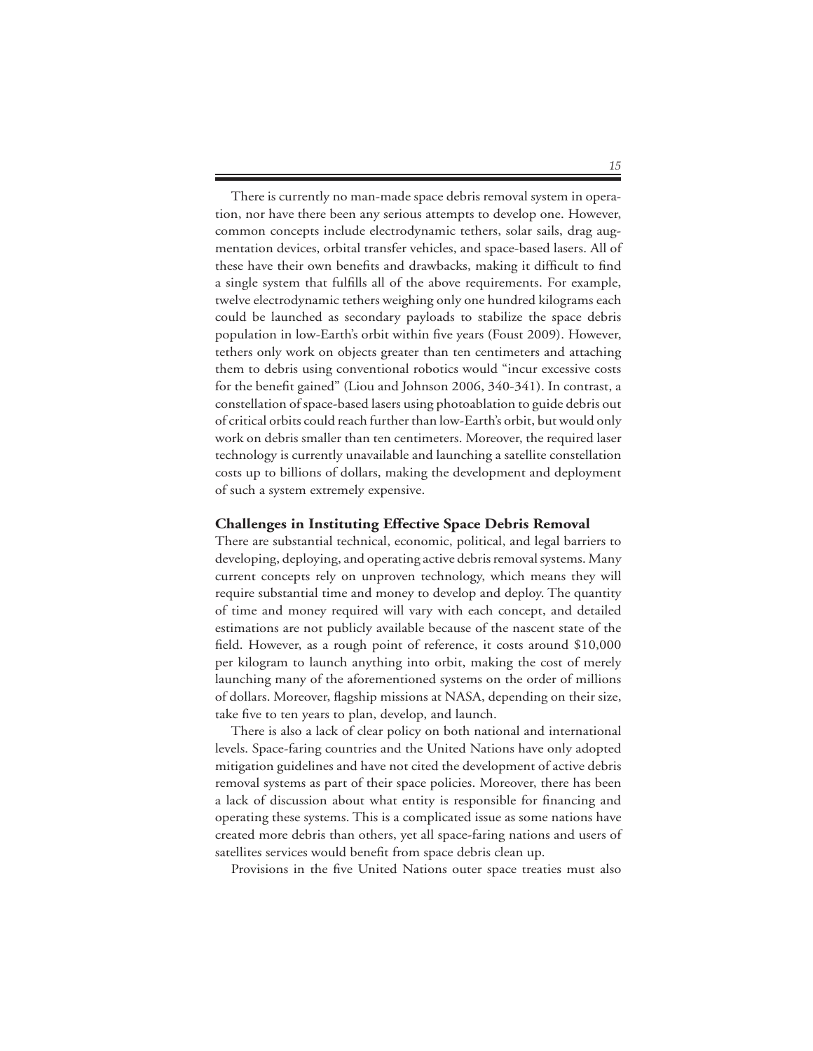There is currently no man-made space debris removal system in operation, nor have there been any serious attempts to develop one. However, common concepts include electrodynamic tethers, solar sails, drag augmentation devices, orbital transfer vehicles, and space-based lasers. All of these have their own benefits and drawbacks, making it difficult to find a single system that fulfills all of the above requirements. For example, twelve electrodynamic tethers weighing only one hundred kilograms each could be launched as secondary payloads to stabilize the space debris population in low-Earth's orbit within five years (Foust 2009). However, tethers only work on objects greater than ten centimeters and attaching them to debris using conventional robotics would "incur excessive costs for the benefit gained" (Liou and Johnson 2006, 340-341). In contrast, a constellation of space-based lasers using photoablation to guide debris out of critical orbits could reach further than low-Earth's orbit, but would only work on debris smaller than ten centimeters. Moreover, the required laser technology is currently unavailable and launching a satellite constellation costs up to billions of dollars, making the development and deployment of such a system extremely expensive.

### Challenges in Instituting Effective Space Debris Removal

There are substantial technical, economic, political, and legal barriers to developing, deploying, and operating active debris removal systems. Many current concepts rely on unproven technology, which means they will require substantial time and money to develop and deploy. The quantity of time and money required will vary with each concept, and detailed estimations are not publicly available because of the nascent state of the field. However, as a rough point of reference, it costs around $10,000 per kilogram to launch anything into orbit, making the cost of merely launching many of the aforementioned systems on the order of millions of dollars. Moreover, flagship missions at NASA, depending on their size, take five to ten years to plan, develop, and launch.

There is also a lack of clear policy on both national and international levels. Space-faring countries and the United Nations have only adopted mitigation guidelines and have not cited the development of active debris removal systems as part of their space policies. Moreover, there has been a lack of discussion about what entity is responsible for financing and operating these systems. This is a complicated issue as some nations have created more debris than others, yet all space-faring nations and users of satellites services would benefit from space debris clean up.

Provisions in the five United Nations outer space treaties must also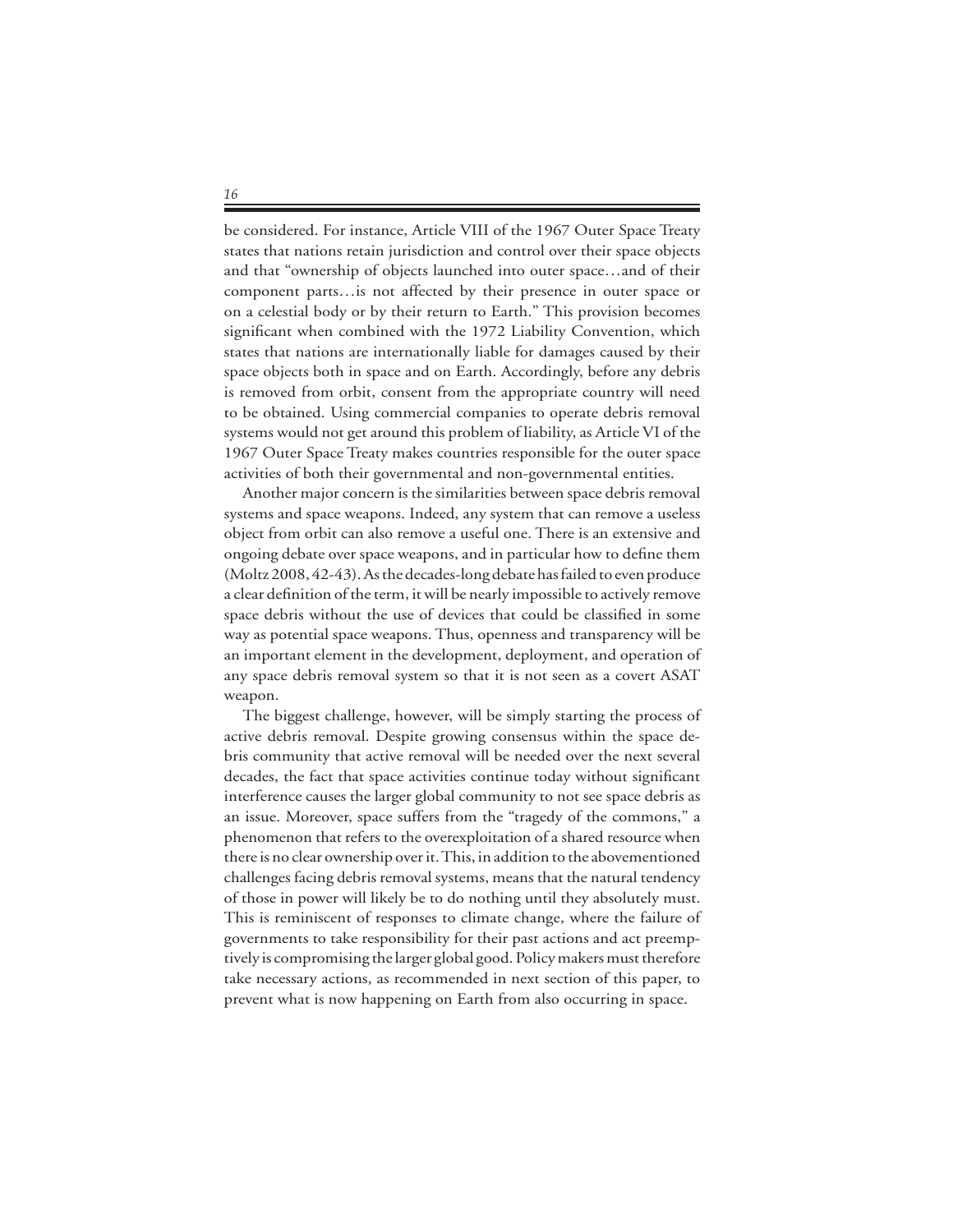be considered. For instance, Article VIII of the 1967 Outer Space Treaty states that nations retain jurisdiction and control over their space objects and that "ownership of objects launched into outer space…and of their component parts…is not affected by their presence in outer space or on a celestial body or by their return to Earth." This provision becomes significant when combined with the 1972 Liability Convention, which states that nations are internationally liable for damages caused by their space objects both in space and on Earth. Accordingly, before any debris is removed from orbit, consent from the appropriate country will need to be obtained. Using commercial companies to operate debris removal systems would not get around this problem of liability, as Article VI of the 1967 Outer Space Treaty makes countries responsible for the outer space activities of both their governmental and non-governmental entities.

Another major concern is the similarities between space debris removal systems and space weapons. Indeed, any system that can remove a useless object from orbit can also remove a useful one. There is an extensive and ongoing debate over space weapons, and in particular how to define them (Moltz 2008, 42-43). As the decades-long debate has failed to even produce a clear definition of the term, it will be nearly impossible to actively remove space debris without the use of devices that could be classified in some way as potential space weapons. Thus, openness and transparency will be an important element in the development, deployment, and operation of any space debris removal system so that it is not seen as a covert ASAT weapon.

The biggest challenge, however, will be simply starting the process of active debris removal. Despite growing consensus within the space debris community that active removal will be needed over the next several decades, the fact that space activities continue today without significant interference causes the larger global community to not see space debris as an issue. Moreover, space suffers from the "tragedy of the commons," a phenomenon that refers to the overexploitation of a shared resource when there is no clear ownership over it. This, in addition to the abovementioned challenges facing debris removal systems, means that the natural tendency of those in power will likely be to do nothing until they absolutely must. This is reminiscent of responses to climate change, where the failure of governments to take responsibility for their past actions and act preemptively is compromising the larger global good. Policy makers must therefore take necessary actions, as recommended in next section of this paper, to prevent what is now happening on Earth from also occurring in space.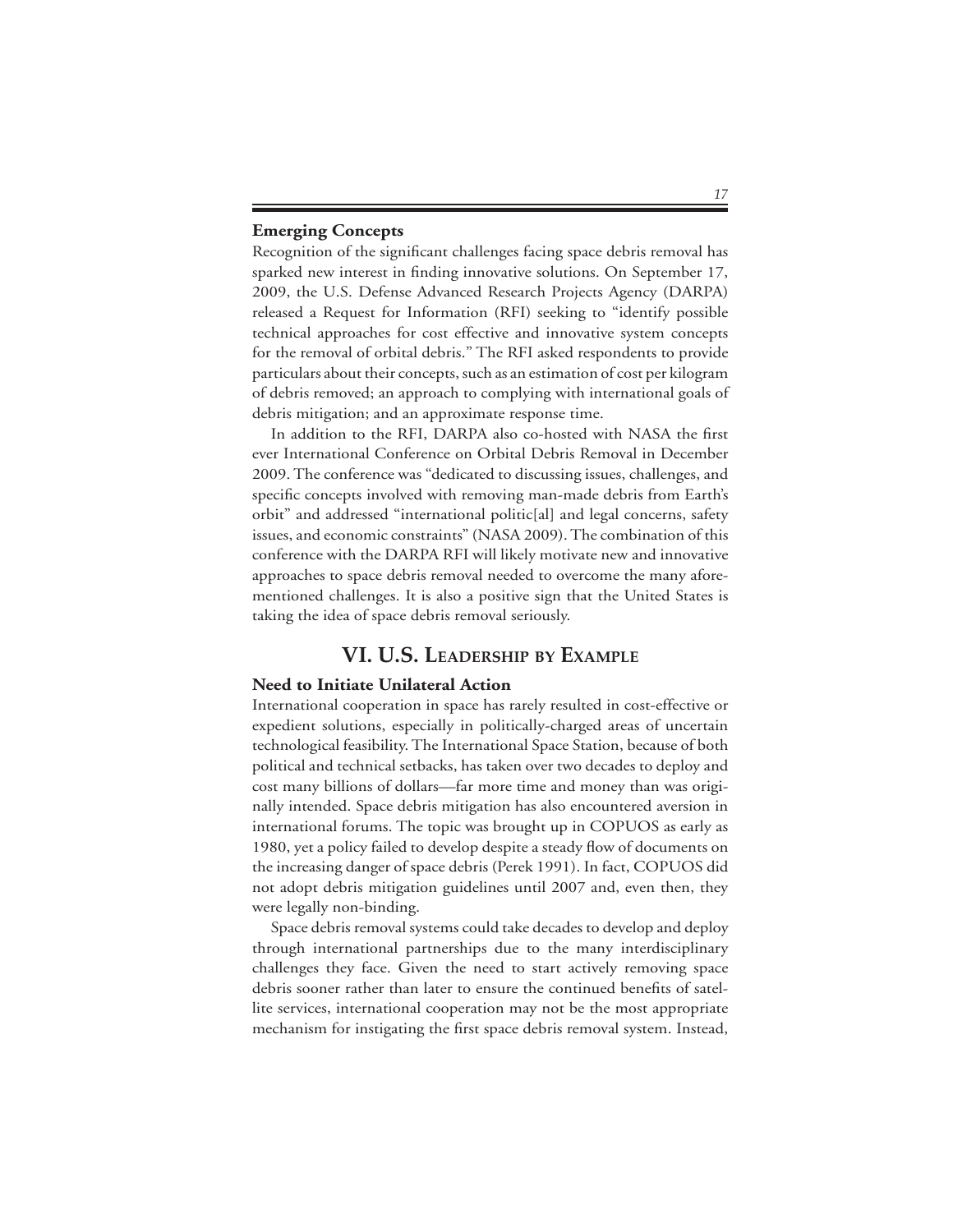### Emerging Concepts

Recognition of the significant challenges facing space debris removal has sparked new interest in finding innovative solutions. On September 17, 2009, the U.S. Defense Advanced Research Projects Agency (DARPA) released a Request for Information (RFI) seeking to "identify possible technical approaches for cost effective and innovative system concepts for the removal of orbital debris." The RFI asked respondents to provide particulars about their concepts, such as an estimation of cost per kilogram of debris removed; an approach to complying with international goals of debris mitigation; and an approximate response time.

In addition to the RFI, DARPA also co-hosted with NASA the first ever International Conference on Orbital Debris Removal in December 2009. The conference was "dedicated to discussing issues, challenges, and specific concepts involved with removing man-made debris from Earth's orbit" and addressed "international politic[al] and legal concerns, safety issues, and economic constraints" (NASA 2009). The combination of this conference with the DARPA RFI will likely motivate new and innovative approaches to space debris removal needed to overcome the many aforementioned challenges. It is also a positive sign that the United States is taking the idea of space debris removal seriously.

## VI. U.S. Leadership by Example

### Need to Initiate Unilateral Action

International cooperation in space has rarely resulted in cost-effective or expedient solutions, especially in politically-charged areas of uncertain technological feasibility. The International Space Station, because of both political and technical setbacks, has taken over two decades to deploy and cost many billions of dollars—far more time and money than was originally intended. Space debris mitigation has also encountered aversion in international forums. The topic was brought up in COPUOS as early as 1980, yet a policy failed to develop despite a steady flow of documents on the increasing danger of space debris (Perek 1991). In fact, COPUOS did not adopt debris mitigation guidelines until 2007 and, even then, they were legally non-binding.

Space debris removal systems could take decades to develop and deploy through international partnerships due to the many interdisciplinary challenges they face. Given the need to start actively removing space debris sooner rather than later to ensure the continued benefits of satellite services, international cooperation may not be the most appropriate mechanism for instigating the first space debris removal system. Instead,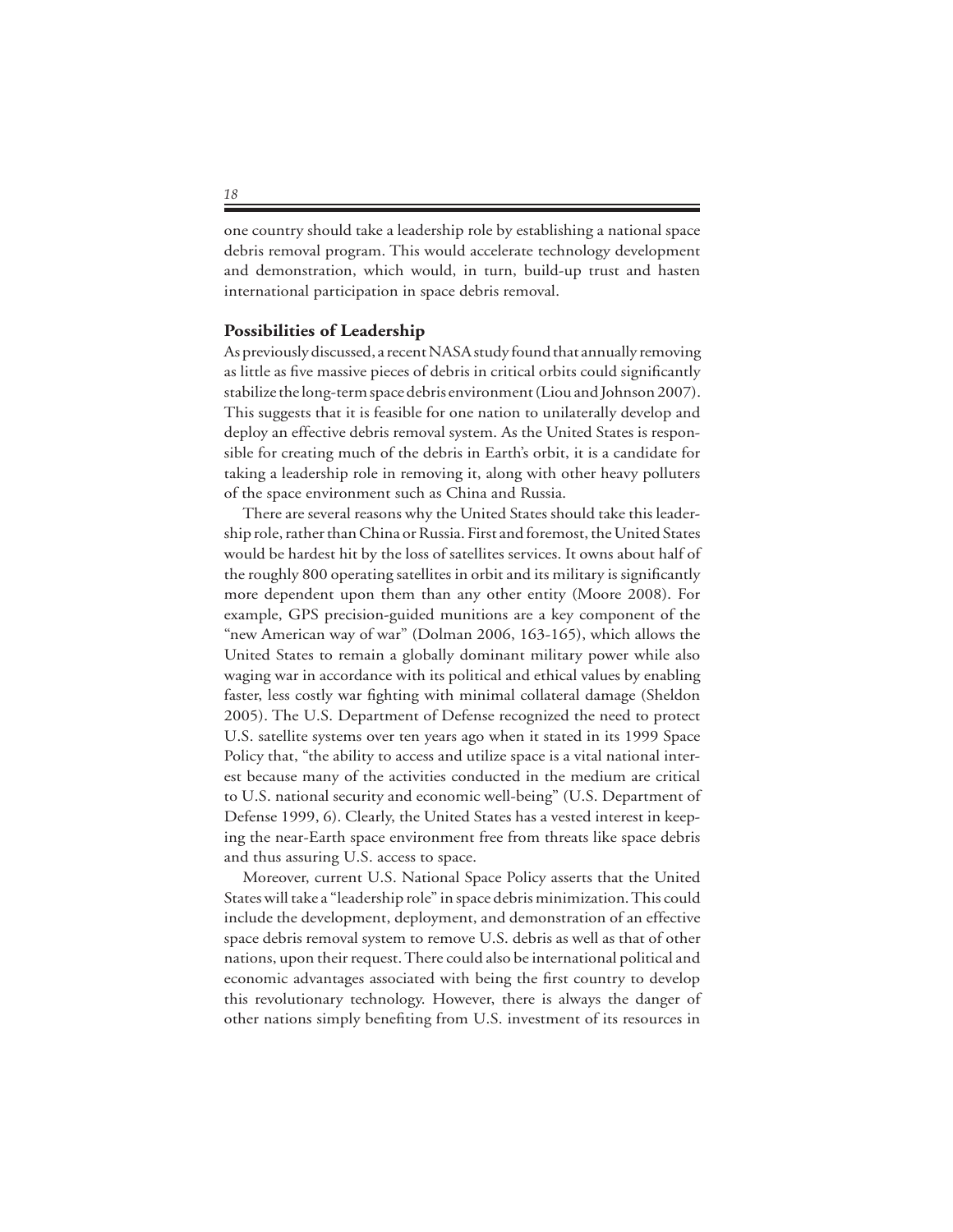one country should take a leadership role by establishing a national space debris removal program. This would accelerate technology development and demonstration, which would, in turn, build-up trust and hasten international participation in space debris removal.

**Possibilities of Leadership**

As previously discussed, a recent NASA study found that annually removing as little as five massive pieces of debris in critical orbits could significantly stabilize the long-term space debris environment (Liou and Johnson 2007). This suggests that it is feasible for one nation to unilaterally develop and deploy an effective debris removal system. As the United States is responsible for creating much of the debris in Earth's orbit, it is a candidate for taking a leadership role in removing it, along with other heavy polluters of the space environment such as China and Russia.

There are several reasons why the United States should take this leadership role, rather than China or Russia. First and foremost, the United States would be hardest hit by the loss of satellites services. It owns about half of the roughly 800 operating satellites in orbit and its military is significantly more dependent upon them than any other entity (Moore 2008). For example, GPS precision-guided munitions are a key component of the "new American way of war" (Dolman 2006, 163-165), which allows the United States to remain a globally dominant military power while also waging war in accordance with its political and ethical values by enabling faster, less costly war fighting with minimal collateral damage (Sheldon 2005). The U.S. Department of Defense recognized the need to protect U.S. satellite systems over ten years ago when it stated in its 1999 Space Policy that, "the ability to access and utilize space is a vital national interest because many of the activities conducted in the medium are critical to U.S. national security and economic well-being" (U.S. Department of Defense 1999, 6). Clearly, the United States has a vested interest in keeping the near-Earth space environment free from threats like space debris and thus assuring U.S. access to space.

Moreover, current U.S. National Space Policy asserts that the United States will take a "leadership role" in space debris minimization. This could include the development, deployment, and demonstration of an effective space debris removal system to remove U.S. debris as well as that of other nations, upon their request. There could also be international political and economic advantages associated with being the first country to develop this revolutionary technology. However, there is always the danger of other nations simply benefiting from U.S. investment of its resources in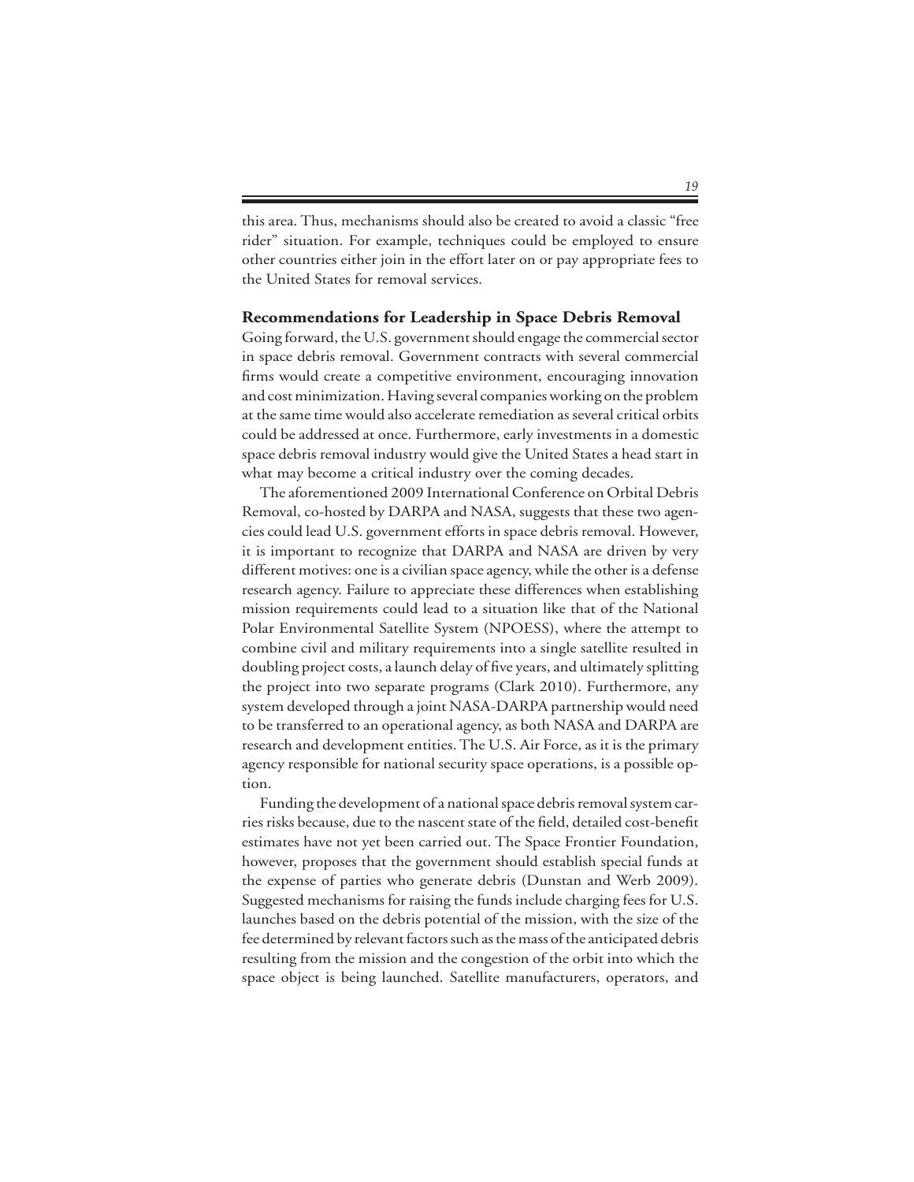this area. Thus, mechanisms should also be created to avoid a classic "free rider" situation. For example, techniques could be employed to ensure other countries either join in the effort later on or pay appropriate fees to the United States for removal services.

### Recommendations for Leadership in Space Debris Removal

Going forward, the U.S. government should engage the commercial sector in space debris removal. Government contracts with several commercial firms would create a competitive environment, encouraging innovation and cost minimization. Having several companies working on the problem at the same time would also accelerate remediation as several critical orbits could be addressed at once. Furthermore, early investments in a domestic space debris removal industry would give the United States a head start in what may become a critical industry over the coming decades.

The aforementioned 2009 International Conference on Orbital Debris Removal, co-hosted by DARPA and NASA, suggests that these two agencies could lead U.S. government efforts in space debris removal. However, it is important to recognize that DARPA and NASA are driven by very different motives: one is a civilian space agency, while the other is a defense research agency. Failure to appreciate these differences when establishing mission requirements could lead to a situation like that of the National Polar Environmental Satellite System (NPOESS), where the attempt to combine civil and military requirements into a single satellite resulted in doubling project costs, a launch delay of five years, and ultimately splitting the project into two separate programs (Clark 2010). Furthermore, any system developed through a joint NASA-DARPA partnership would need to be transferred to an operational agency, as both NASA and DARPA are research and development entities. The U.S. Air Force, as it is the primary agency responsible for national security space operations, is a possible option.

Funding the development of a national space debris removal system carries risks because, due to the nascent state of the field, detailed cost-benefit estimates have not yet been carried out. The Space Frontier Foundation, however, proposes that the government should establish special funds at the expense of parties who generate debris (Dunstan and Werb 2009). Suggested mechanisms for raising the funds include charging fees for U.S. launches based on the debris potential of the mission, with the size of the fee determined by relevant factors such as the mass of the anticipated debris resulting from the mission and the congestion of the orbit into which the space object is being launched. Satellite manufacturers, operators, and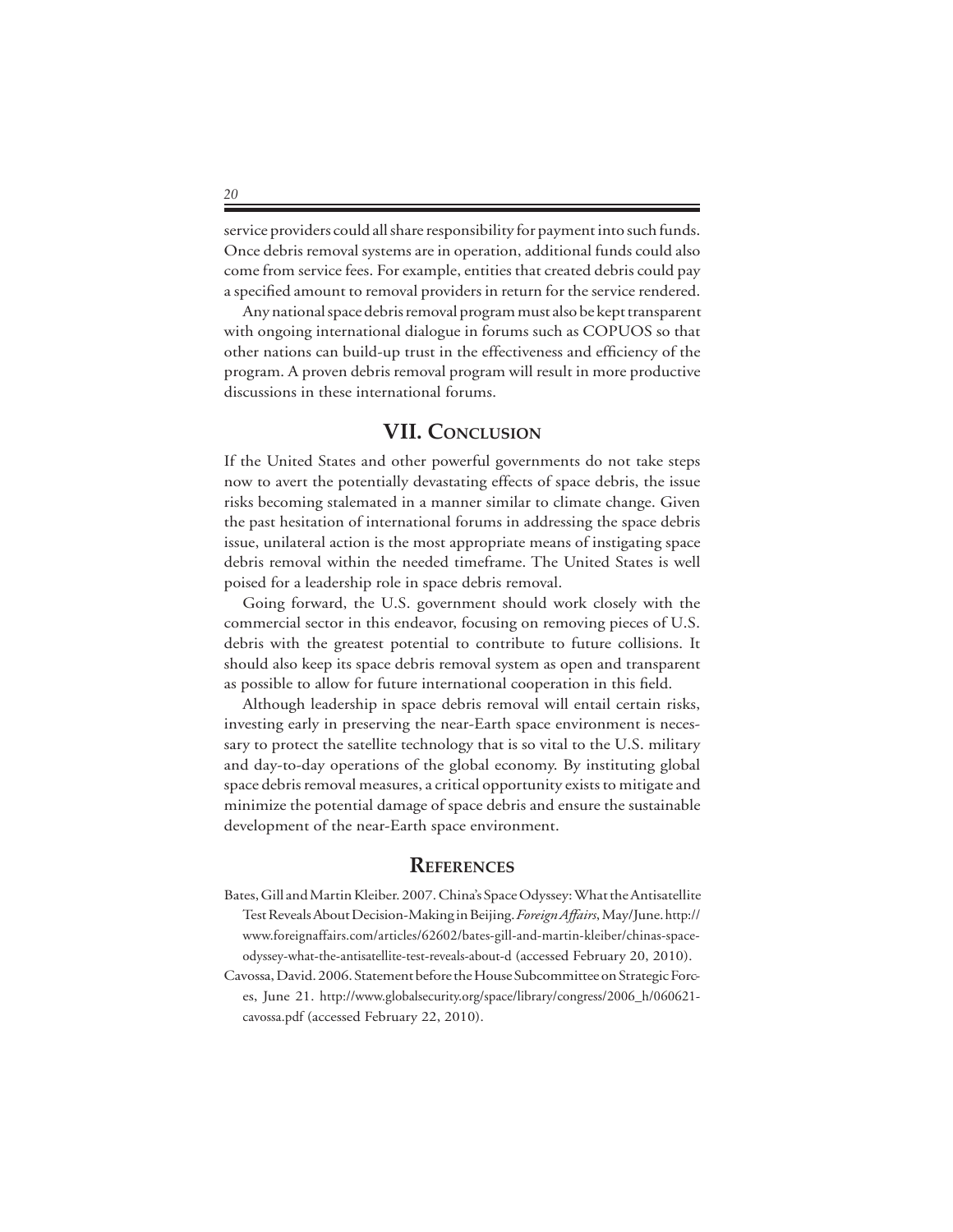service providers could all share responsibility for payment into such funds. Once debris removal systems are in operation, additional funds could also come from service fees. For example, entities that created debris could pay a specified amount to removal providers in return for the service rendered.

Any national space debris removal program must also be kept transparent with ongoing international dialogue in forums such as COPUOS so that other nations can build-up trust in the effectiveness and efficiency of the program. A proven debris removal program will result in more productive discussions in these international forums.

## VII. Conclusion

If the United States and other powerful governments do not take steps now to avert the potentially devastating effects of space debris, the issue risks becoming stalemated in a manner similar to climate change. Given the past hesitation of international forums in addressing the space debris issue, unilateral action is the most appropriate means of instigating space debris removal within the needed timeframe. The United States is well poised for a leadership role in space debris removal.

Going forward, the U.S. government should work closely with the commercial sector in this endeavor, focusing on removing pieces of U.S. debris with the greatest potential to contribute to future collisions. It should also keep its space debris removal system as open and transparent as possible to allow for future international cooperation in this field.

Although leadership in space debris removal will entail certain risks, investing early in preserving the near-Earth space environment is necessary to protect the satellite technology that is so vital to the U.S. military and day-to-day operations of the global economy. By instituting global space debris removal measures, a critical opportunity exists to mitigate and minimize the potential damage of space debris and ensure the sustainable development of the near-Earth space environment.

## References

Bates, Gill and Martin Kleiber. 2007. China's Space Odyssey: What the Antisatellite Test Reveals About Decision-Making in Beijing. *Foreign Affairs*, May/June. http://www.foreignaffairs.com/articles/62602/bates-gill-and-martin-kleiber/chinas-space-odyssey-what-the-antisatellite-test-reveals-about-d (accessed February 20, 2010).

Cavossa, David. 2006. Statement before the House Subcommittee on Strategic Forces, June 21. http://www.globalsecurity.org/space/library/congress/2006_h/060621-cavossa.pdf (accessed February 22, 2010).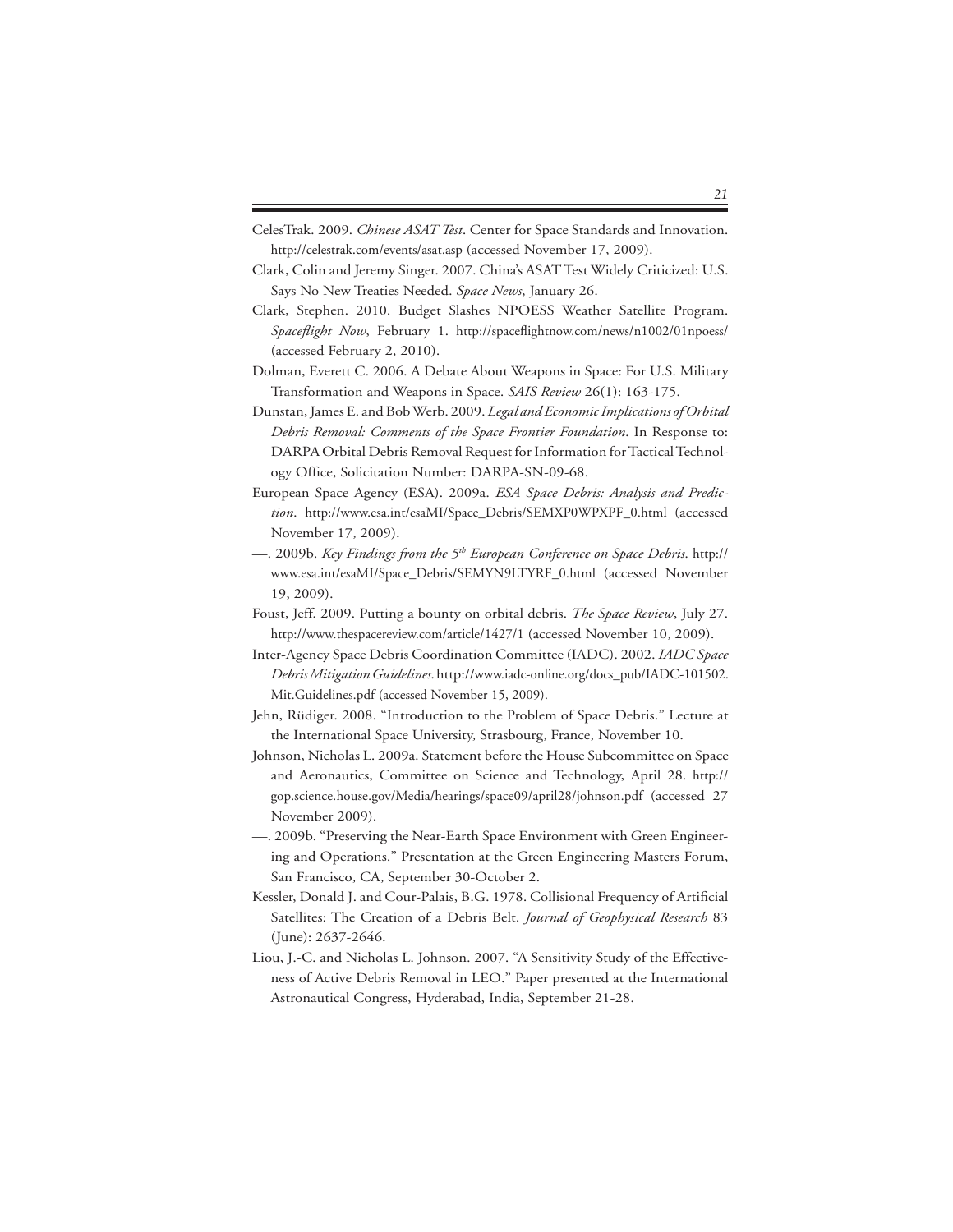CelesTrak. 2009. *Chinese ASAT Test*. Center for Space Standards and Innovation. http://celestrak.com/events/asat.asp (accessed November 17, 2009).

Clark, Colin and Jeremy Singer. 2007. China's ASAT Test Widely Criticized: U.S. Says No New Treaties Needed. *Space News*, January 26.

Clark, Stephen. 2010. Budget Slashes NPOESS Weather Satellite Program. *Spaceflight Now*, February 1. http://spaceflightnow.com/news/n1002/01npoess/ (accessed February 2, 2010).

Dolman, Everett C. 2006. A Debate About Weapons in Space: For U.S. Military Transformation and Weapons in Space. *SAIS Review* 26(1): 163-175.

Dunstan, James E. and Bob Werb. 2009. *Legal and Economic Implications of Orbital Debris Removal: Comments of the Space Frontier Foundation*. In Response to: DARPA Orbital Debris Removal Request for Information for Tactical Technology Office, Solicitation Number: DARPA-SN-09-68.

European Space Agency (ESA). 2009a. *ESA Space Debris: Analysis and Prediction*. http://www.esa.int/esaMI/Space_Debris/SEMXP0WPXPF_0.html (accessed November 17, 2009).

—. 2009b. *Key Findings from the 5th European Conference on Space Debris*. http://www.esa.int/esaMI/Space_Debris/SEMYN9LTYRF_0.html (accessed November 19, 2009).

Foust, Jeff. 2009. Putting a bounty on orbital debris. *The Space Review*, July 27. http://www.thespacereview.com/article/1427/1 (accessed November 10, 2009).

Inter-Agency Space Debris Coordination Committee (IADC). 2002. *IADC Space Debris Mitigation Guidelines*. http://www.iadc-online.org/docs_pub/IADC-101502.Mit.Guidelines.pdf (accessed November 15, 2009).

Jehn, Rüdiger. 2008. "Introduction to the Problem of Space Debris." Lecture at the International Space University, Strasbourg, France, November 10.

Johnson, Nicholas L. 2009a. Statement before the House Subcommittee on Space and Aeronautics, Committee on Science and Technology, April 28. http://gop.science.house.gov/Media/hearings/space09/april28/johnson.pdf (accessed 27 November 2009).

—. 2009b. "Preserving the Near-Earth Space Environment with Green Engineering and Operations." Presentation at the Green Engineering Masters Forum, San Francisco, CA, September 30-October 2.

Kessler, Donald J. and Cour-Palais, B.G. 1978. Collisional Frequency of Artificial Satellites: The Creation of a Debris Belt. *Journal of Geophysical Research* 83 (June): 2637-2646.

Liou, J.-C. and Nicholas L. Johnson. 2007. "A Sensitivity Study of the Effectiveness of Active Debris Removal in LEO." Paper presented at the International Astronautical Congress, Hyderabad, India, September 21-28.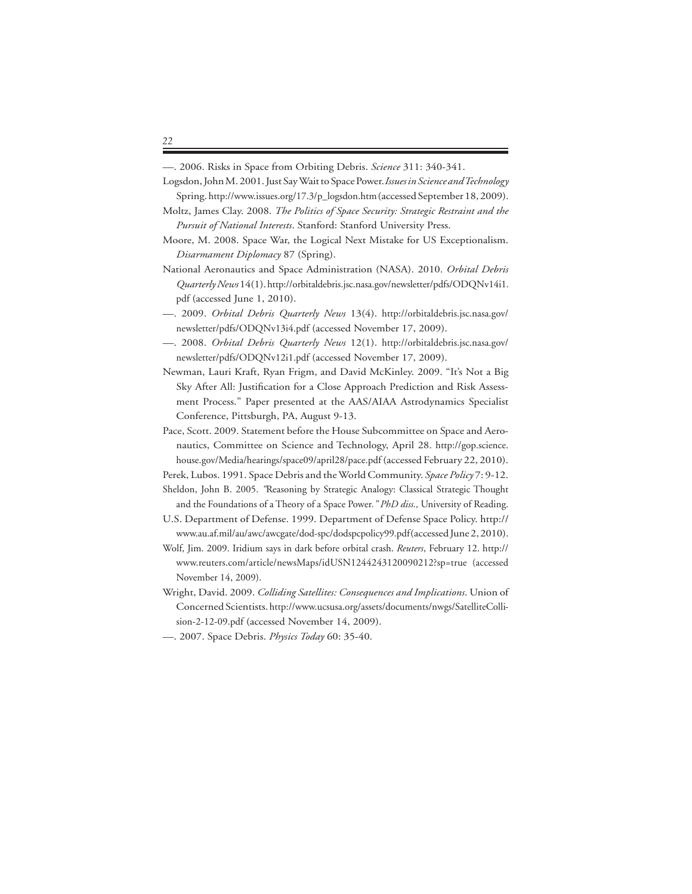—. 2006. Risks in Space from Orbiting Debris. *Science* 311: 340-341.

Logsdon, John M. 2001. Just Say Wait to Space Power. *Issues in Science and Technology* Spring. http://www.issues.org/17.3/p_logsdon.htm (accessed September 18, 2009).

Moltz, James Clay. 2008. *The Politics of Space Security: Strategic Restraint and the Pursuit of National Interests*. Stanford: Stanford University Press.

Moore, M. 2008. Space War, the Logical Next Mistake for US Exceptionalism. *Disarmament Diplomacy* 87 (Spring).

National Aeronautics and Space Administration (NASA). 2010. *Orbital Debris Quarterly News* 14(1). http://orbitaldebris.jsc.nasa.gov/newsletter/pdfs/ODQNv14i1.pdf (accessed June 1, 2010).

—. 2009. *Orbital Debris Quarterly News* 13(4). http://orbitaldebris.jsc.nasa.gov/newsletter/pdfs/ODQNv13i4.pdf (accessed November 17, 2009).

—. 2008. *Orbital Debris Quarterly News* 12(1). http://orbitaldebris.jsc.nasa.gov/newsletter/pdfs/ODQNv12i1.pdf (accessed November 17, 2009).

Newman, Lauri Kraft, Ryan Frigm, and David McKinley. 2009. "It's Not a Big Sky After All: Justification for a Close Approach Prediction and Risk Assessment Process." Paper presented at the AAS/AIAA Astrodynamics Specialist Conference, Pittsburgh, PA, August 9-13.

Pace, Scott. 2009. Statement before the House Subcommittee on Space and Aeronautics, Committee on Science and Technology, April 28. http://gop.science.house.gov/Media/hearings/space09/april28/pace.pdf (accessed February 22, 2010).

Perek, Lubos. 1991. Space Debris and the World Community. *Space Policy* 7: 9-12.

Sheldon, John B. 2005. "Reasoning by Strategic Analogy: Classical Strategic Thought and the Foundations of a Theory of a Space Power." *PhD diss.,* University of Reading.

U.S. Department of Defense. 1999. Department of Defense Space Policy. http://www.au.af.mil/au/awc/awcgate/dod-spc/dodspcpolicy99.pdf (accessed June 2, 2010).

Wolf, Jim. 2009. Iridium says in dark before orbital crash. *Reuters*, February 12. http://www.reuters.com/article/newsMaps/idUSN1244243120090212?sp=true (accessed November 14, 2009).

Wright, David. 2009. *Colliding Satellites: Consequences and Implications*. Union of Concerned Scientists. http://www.ucsusa.org/assets/documents/nwgs/SatelliteCollision-2-12-09.pdf (accessed November 14, 2009).

—. 2007. Space Debris. *Physics Today* 60: 35-40.